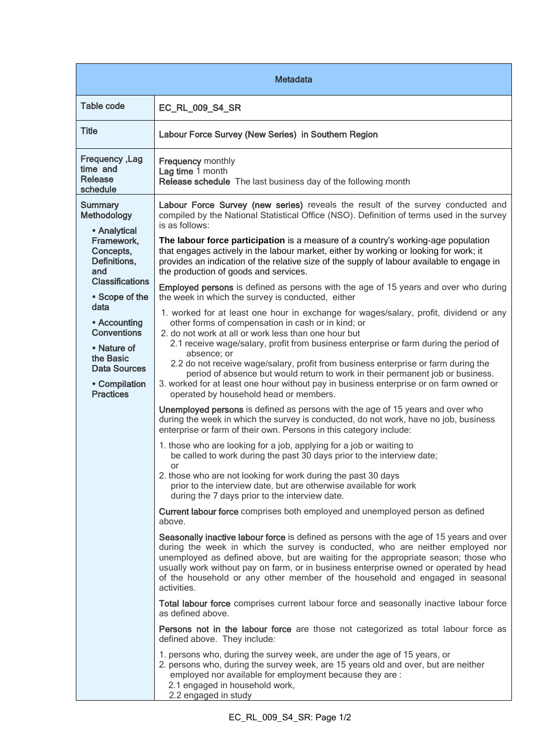| Metadata | |
|---|---|
| Table code | EC_RL_009_S4_SR |
| Title | Labour Force Survey (New Series) in Southern Region |
| Frequency ,Lag time and Release schedule | **Frequency** monthly<br>**Lag time** 1 month<br>**Release schedule** The last business day of the following month |
| Summary Methodology<br>• Analytical Framework, Concepts, Definitions, and Classifications<br>• Scope of the data<br>• Accounting Conventions<br>• Nature of the Basic Data Sources<br>• Compilation Practices | **Labour Force Survey (new series)** reveals the result of the survey conducted and compiled by the National Statistical Office (NSO). Definition of terms used in the survey is as follows:<br><br>**The labour force participation** is a measure of a country's working-age population that engages actively in the labour market, either by working or looking for work; it provides an indication of the relative size of the supply of labour available to engage in the production of goods and services.<br><br>**Employed persons** is defined as persons with the age of 15 years and over who during the week in which the survey is conducted, either<br>1. worked for at least one hour in exchange for wages/salary, profit, dividend or any other forms of compensation in cash or in kind; or<br>2. do not work at all or work less than one hour but<br>2.1 receive wage/salary, profit from business enterprise or farm during the period of absence; or<br>2.2 do not receive wage/salary, profit from business enterprise or farm during the period of absence but would return to work in their permanent job or business.<br>3. worked for at least one hour without pay in business enterprise or on farm owned or operated by household head or members.<br><br>**Unemployed persons** is defined as persons with the age of 15 years and over who during the week in which the survey is conducted, do not work, have no job, business enterprise or farm of their own. Persons in this category include:<br>1. those who are looking for a job, applying for a job or waiting to be called to work during the past 30 days prior to the interview date; or<br>2. those who are not looking for work during the past 30 days prior to the interview date, but are otherwise available for work during the 7 days prior to the interview date.<br><br>**Current labour force** comprises both employed and unemployed person as defined above.<br><br>**Seasonally inactive labour force** is defined as persons with the age of 15 years and over during the week in which the survey is conducted, who are neither employed nor unemployed as defined above, but are waiting for the appropriate season; those who usually work without pay on farm, or in business enterprise owned or operated by head of the household or any other member of the household and engaged in seasonal activities.<br><br>**Total labour force** comprises current labour force and seasonally inactive labour force as defined above.<br><br>**Persons not in the labour force** are those not categorized as total labour force as defined above. They include:<br>1. persons who, during the survey week, are under the age of 15 years, or<br>2. persons who, during the survey week, are 15 years old and over, but are neither employed nor available for employment because they are :<br>2.1 engaged in household work,<br>2.2 engaged in study |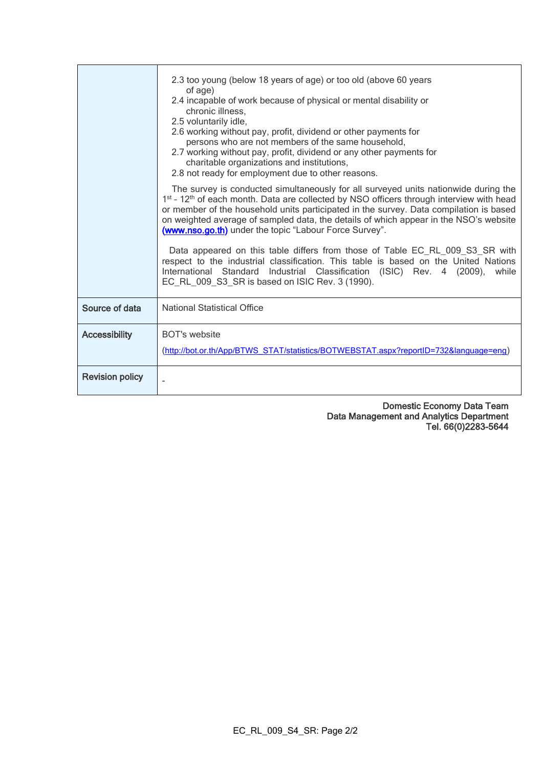| | |
|---|---|
| | 2.3 too young (below 18 years of age) or too old (above 60 years of age)<br>2.4 incapable of work because of physical or mental disability or chronic illness,<br>2.5 voluntarily idle,<br>2.6 working without pay, profit, dividend or other payments for persons who are not members of the same household,<br>2.7 working without pay, profit, dividend or any other payments for charitable organizations and institutions,<br>2.8 not ready for employment due to other reasons.<br><br>The survey is conducted simultaneously for all surveyed units nationwide during the 1st – 12th of each month. Data are collected by NSO officers through interview with head or member of the household units participated in the survey. Data compilation is based on weighted average of sampled data, the details of which appear in the NSO's website **(www.nso.go.th)** under the topic "Labour Force Survey".<br><br>Data appeared on this table differs from those of Table EC_RL_009_S3_SR with respect to the industrial classification. This table is based on the United Nations International Standard Industrial Classification (ISIC) Rev. 4 (2009), while EC_RL_009_S3_SR is based on ISIC Rev. 3 (1990). |
| **Source of data** | National Statistical Office |
| **Accessibility** | BOT's website<br>(http://bot.or.th/App/BTWS_STAT/statistics/BOTWEBSTAT.aspx?reportID=732&language=eng) |
| **Revision policy** | - |

**Domestic Economy Data Team**
**Data Management and Analytics Department**
**Tel. 66(0)2283-5644**